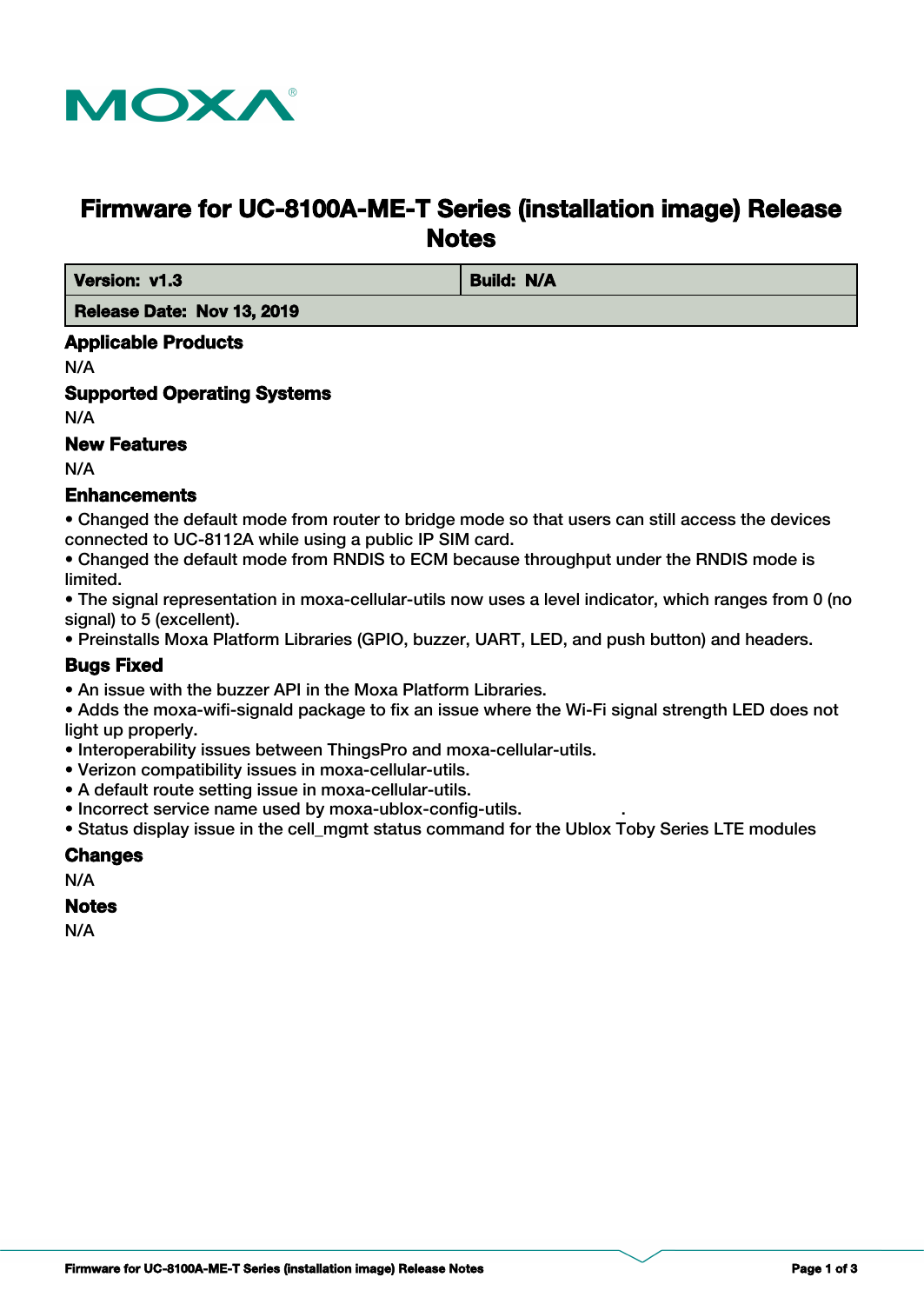# Firmware for UC-8100A-ME-T Series (installation image) Release Notes

| Version: v1.3 | Build: N/A |
| --- | --- |
| Release Date: Nov 13, 2019 | |

## Applicable Products

N/A

## Supported Operating Systems

N/A

## New Features

N/A

## Enhancements

- Changed the default mode from router to bridge mode so that users can still access the devices connected to UC-8112A while using a public IP SIM card.
- Changed the default mode from RNDIS to ECM because throughput under the RNDIS mode is limited.
- The signal representation in moxa-cellular-utils now uses a level indicator, which ranges from 0 (no signal) to 5 (excellent).
- Preinstalls Moxa Platform Libraries (GPIO, buzzer, UART, LED, and push button) and headers.

## Bugs Fixed

- An issue with the buzzer API in the Moxa Platform Libraries.
- Adds the moxa-wifi-signald package to fix an issue where the Wi-Fi signal strength LED does not light up properly.
- Interoperability issues between ThingsPro and moxa-cellular-utils.
- Verizon compatibility issues in moxa-cellular-utils.
- A default route setting issue in moxa-cellular-utils.
- Incorrect service name used by moxa-ublox-config-utils.
- Status display issue in the cell_mgmt status command for the Ublox Toby Series LTE modules

## Changes

N/A

## Notes

N/A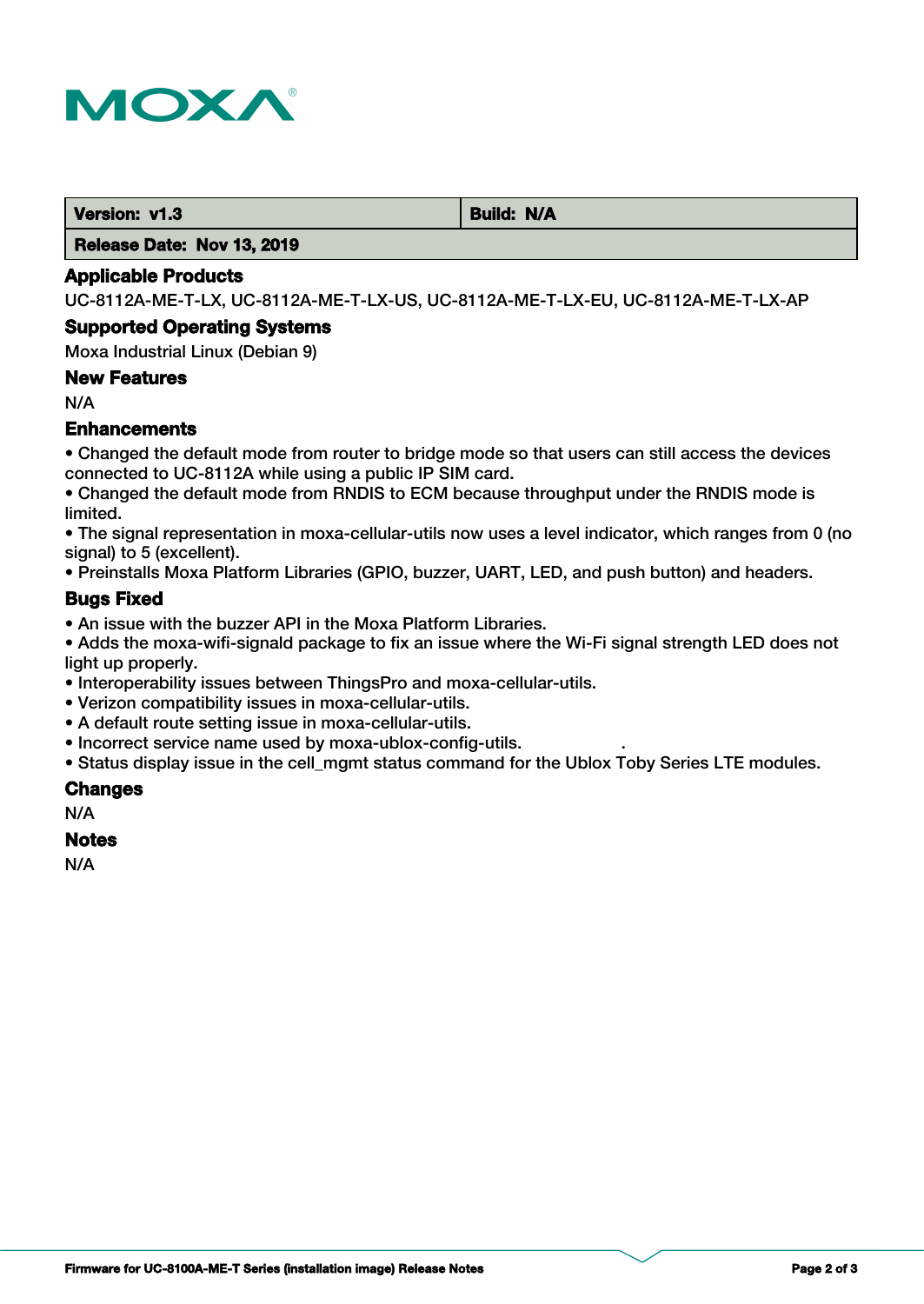| Version: v1.3 | Build: N/A |
| --- | --- |
| Release Date: Nov 13, 2019 | |

## Applicable Products

UC-8112A-ME-T-LX, UC-8112A-ME-T-LX-US, UC-8112A-ME-T-LX-EU, UC-8112A-ME-T-LX-AP

## Supported Operating Systems

Moxa Industrial Linux (Debian 9)

## New Features

N/A

## Enhancements

- Changed the default mode from router to bridge mode so that users can still access the devices connected to UC-8112A while using a public IP SIM card.
- Changed the default mode from RNDIS to ECM because throughput under the RNDIS mode is limited.
- The signal representation in moxa-cellular-utils now uses a level indicator, which ranges from 0 (no signal) to 5 (excellent).
- Preinstalls Moxa Platform Libraries (GPIO, buzzer, UART, LED, and push button) and headers.

## Bugs Fixed

- An issue with the buzzer API in the Moxa Platform Libraries.
- Adds the moxa-wifi-signald package to fix an issue where the Wi-Fi signal strength LED does not light up properly.
- Interoperability issues between ThingsPro and moxa-cellular-utils.
- Verizon compatibility issues in moxa-cellular-utils.
- A default route setting issue in moxa-cellular-utils.
- Incorrect service name used by moxa-ublox-config-utils.
- Status display issue in the cell_mgmt status command for the Ublox Toby Series LTE modules.

## Changes

N/A

## Notes

N/A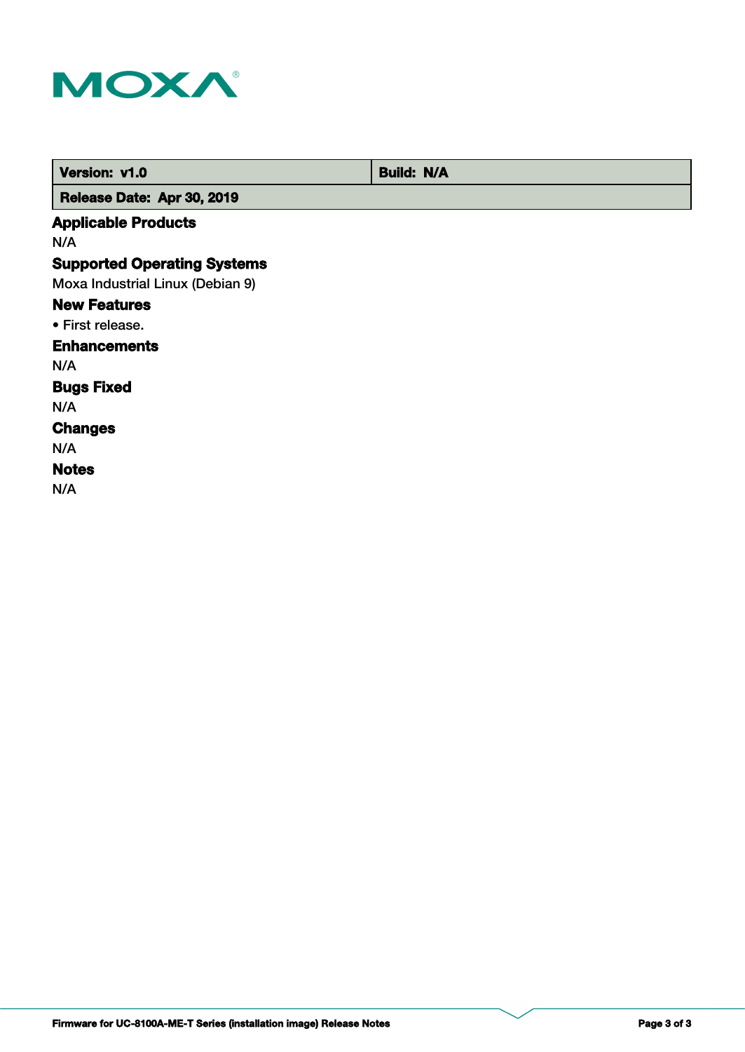| Version: v1.0 | Build: N/A |
| --- | --- |
| Release Date: Apr 30, 2019 | |

## Applicable Products

N/A

## Supported Operating Systems

Moxa Industrial Linux (Debian 9)

## New Features

• First release.

## Enhancements

N/A

## Bugs Fixed

N/A

## Changes

N/A

## Notes

N/A